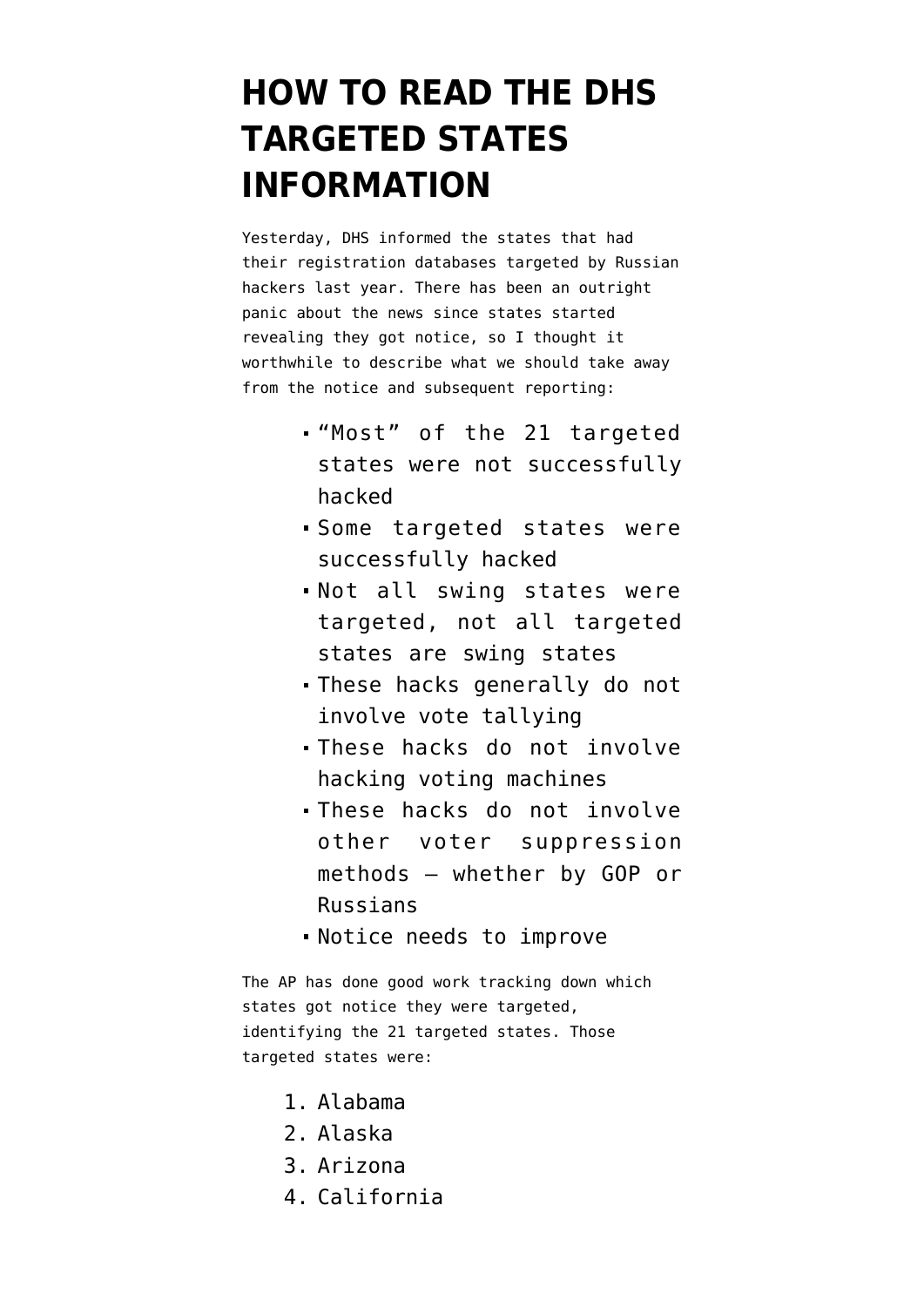# HOW TO READ THE DHS TARGETED STATES INFORMATION

Yesterday, DHS informed the states that had their registration databases targeted by Russian hackers last year. There has been an outright panic about the news since states started revealing they got notice, so I thought it worthwhile to describe what we should take away from the notice and subsequent reporting:

- "Most" of the 21 targeted states were not successfully hacked
- Some targeted states were successfully hacked
- Not all swing states were targeted, not all targeted states are swing states
- These hacks generally do not involve vote tallying
- These hacks do not involve hacking voting machines
- These hacks do not involve other voter suppression methods — whether by GOP or Russians
- Notice needs to improve

The AP has done good work tracking down which states got notice they were targeted, identifying the 21 targeted states. Those targeted states were:

1. Alabama
2. Alaska
3. Arizona
4. California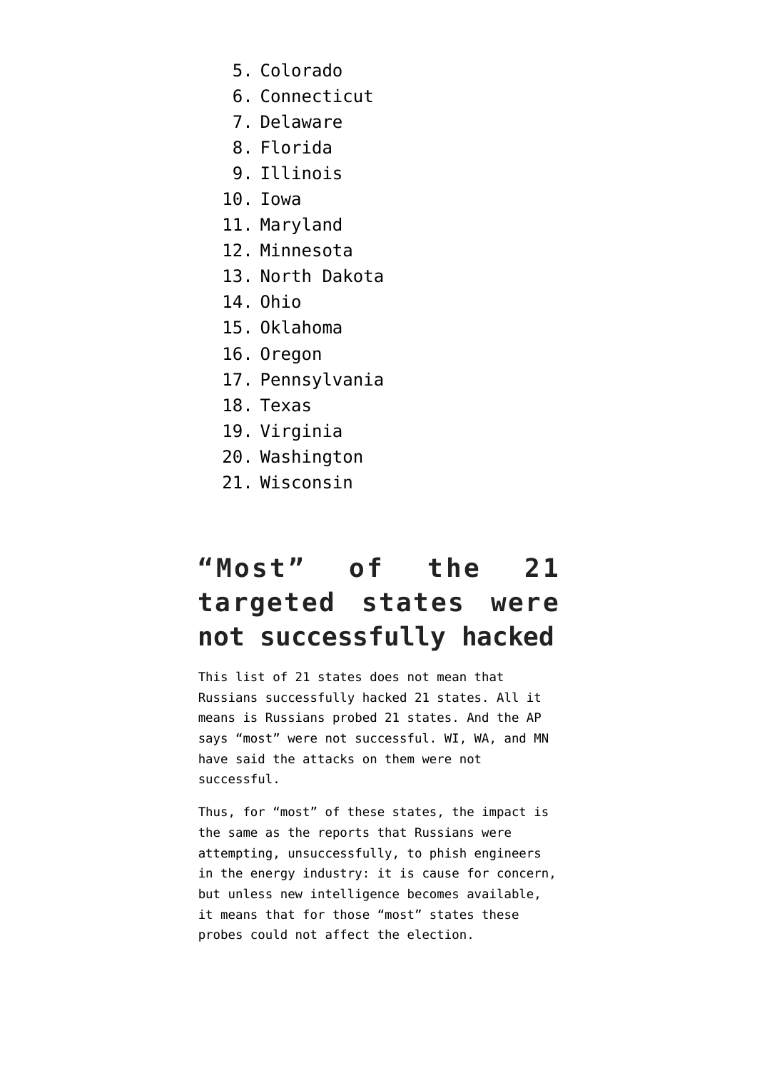5. Colorado
6. Connecticut
7. Delaware
8. Florida
9. Illinois
10. Iowa
11. Maryland
12. Minnesota
13. North Dakota
14. Ohio
15. Oklahoma
16. Oregon
17. Pennsylvania
18. Texas
19. Virginia
20. Washington
21. Wisconsin

## "Most" of the 21 targeted states were not successfully hacked

This list of 21 states does not mean that Russians successfully hacked 21 states. All it means is Russians probed 21 states. And the AP says "most" were not successful. WI, WA, and MN have said the attacks on them were not successful.

Thus, for "most" of these states, the impact is the same as the reports that Russians were attempting, unsuccessfully, to phish engineers in the energy industry: it is cause for concern, but unless new intelligence becomes available, it means that for those "most" states these probes could not affect the election.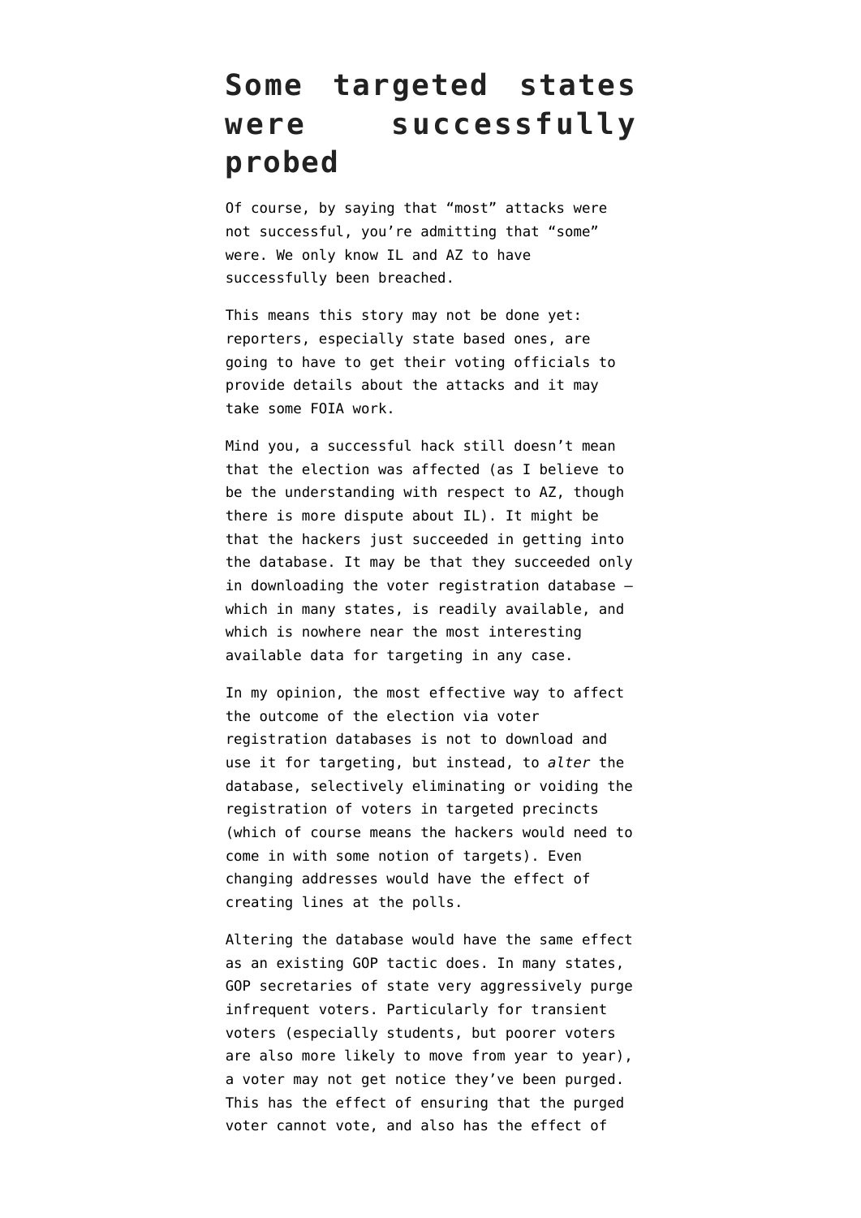## Some targeted states were successfully probed

Of course, by saying that "most" attacks were not successful, you're admitting that "some" were. We only know IL and AZ to have successfully been breached.

This means this story may not be done yet: reporters, especially state based ones, are going to have to get their voting officials to provide details about the attacks and it may take some FOIA work.

Mind you, a successful hack still doesn't mean that the election was affected (as I believe to be the understanding with respect to AZ, though there is more dispute about IL). It might be that the hackers just succeeded in getting into the database. It may be that they succeeded only in downloading the voter registration database — which in many states, is readily available, and which is nowhere near the most interesting available data for targeting in any case.

In my opinion, the most effective way to affect the outcome of the election via voter registration databases is not to download and use it for targeting, but instead, to *alter* the database, selectively eliminating or voiding the registration of voters in targeted precincts (which of course means the hackers would need to come in with some notion of targets). Even changing addresses would have the effect of creating lines at the polls.

Altering the database would have the same effect as an existing GOP tactic does. In many states, GOP secretaries of state very aggressively purge infrequent voters. Particularly for transient voters (especially students, but poorer voters are also more likely to move from year to year), a voter may not get notice they've been purged. This has the effect of ensuring that the purged voter cannot vote, and also has the effect of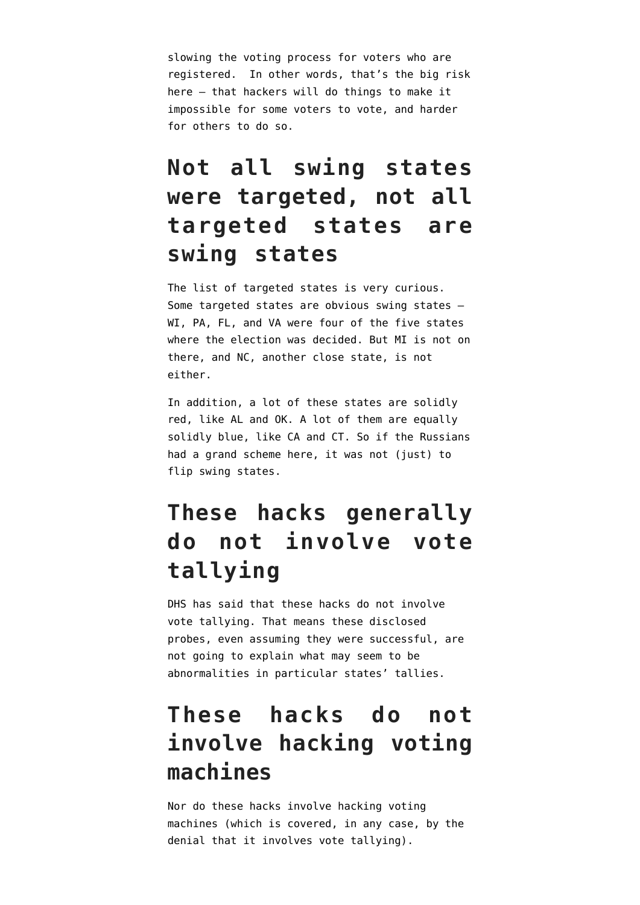slowing the voting process for voters who are registered.  In other words, that's the big risk here — that hackers will do things to make it impossible for some voters to vote, and harder for others to do so.

## Not all swing states were targeted, not all targeted states are swing states

The list of targeted states is very curious. Some targeted states are obvious swing states — WI, PA, FL, and VA were four of the five states where the election was decided. But MI is not on there, and NC, another close state, is not either.

In addition, a lot of these states are solidly red, like AL and OK. A lot of them are equally solidly blue, like CA and CT. So if the Russians had a grand scheme here, it was not (just) to flip swing states.

## These hacks generally do not involve vote tallying

DHS has said that these hacks do not involve vote tallying. That means these disclosed probes, even assuming they were successful, are not going to explain what may seem to be abnormalities in particular states' tallies.

## These hacks do not involve hacking voting machines

Nor do these hacks involve hacking voting machines (which is covered, in any case, by the denial that it involves vote tallying).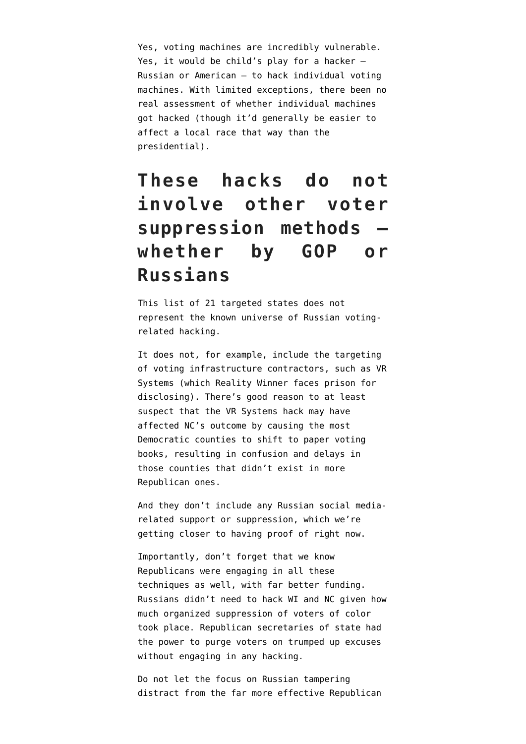Yes, voting machines are incredibly vulnerable. Yes, it would be child's play for a hacker – Russian or American – to hack individual voting machines. With limited exceptions, there been no real assessment of whether individual machines got hacked (though it'd generally be easier to affect a local race that way than the presidential).

## These hacks do not involve other voter suppression methods – whether by GOP or Russians

This list of 21 targeted states does not represent the known universe of Russian voting-related hacking.

It does not, for example, include the targeting of voting infrastructure contractors, such as VR Systems (which Reality Winner faces prison for disclosing). There's good reason to at least suspect that the VR Systems hack may have affected NC's outcome by causing the most Democratic counties to shift to paper voting books, resulting in confusion and delays in those counties that didn't exist in more Republican ones.

And they don't include any Russian social media-related support or suppression, which we're getting closer to having proof of right now.

Importantly, don't forget that we know Republicans were engaging in all these techniques as well, with far better funding. Russians didn't need to hack WI and NC given how much organized suppression of voters of color took place. Republican secretaries of state had the power to purge voters on trumped up excuses without engaging in any hacking.

Do not let the focus on Russian tampering distract from the far more effective Republican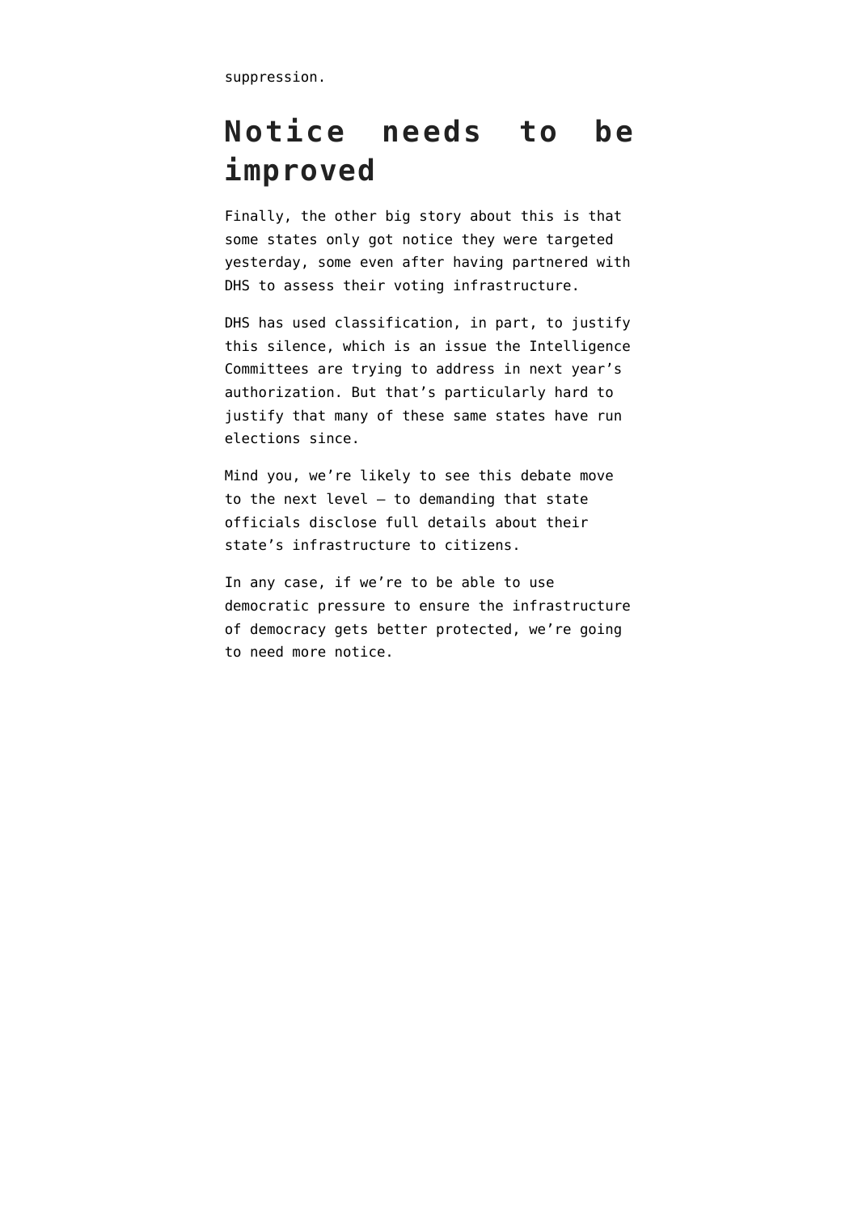suppression.

## Notice needs to be improved

Finally, the other big story about this is that some states only got notice they were targeted yesterday, some even after having partnered with DHS to assess their voting infrastructure.

DHS has used classification, in part, to justify this silence, which is an issue the Intelligence Committees are trying to address in next year's authorization. But that's particularly hard to justify that many of these same states have run elections since.

Mind you, we're likely to see this debate move to the next level — to demanding that state officials disclose full details about their state's infrastructure to citizens.

In any case, if we're to be able to use democratic pressure to ensure the infrastructure of democracy gets better protected, we're going to need more notice.